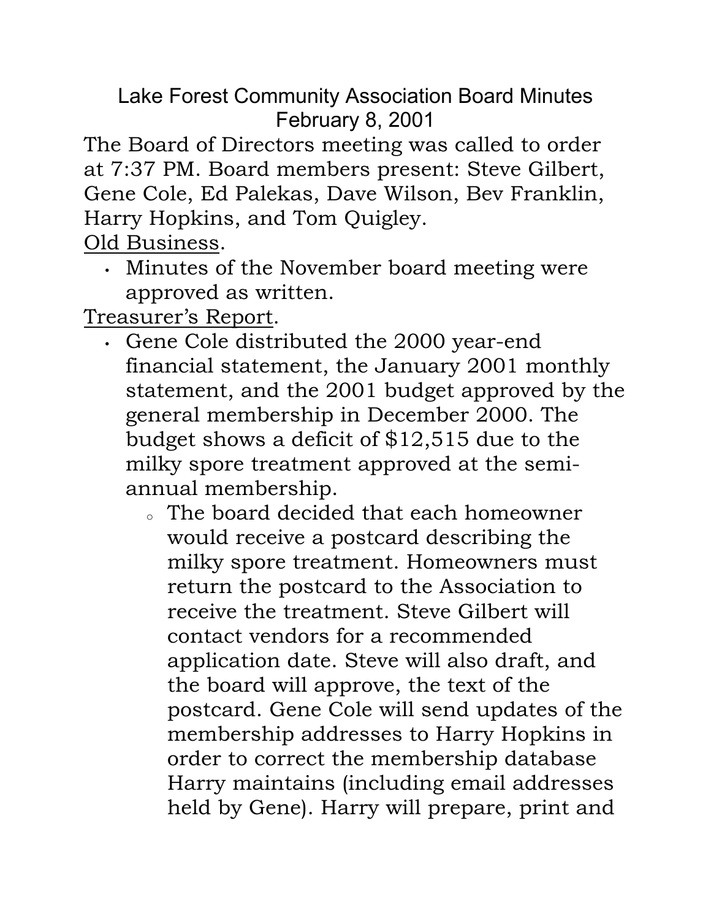# Lake Forest Community Association Board Minutes
## February 8, 2001

The Board of Directors meeting was called to order at 7:37 PM. Board members present: Steve Gilbert, Gene Cole, Ed Palekas, Dave Wilson, Bev Franklin, Harry Hopkins, and Tom Quigley.

Old Business.

- Minutes of the November board meeting were approved as written.

Treasurer's Report.

- Gene Cole distributed the 2000 year-end financial statement, the January 2001 monthly statement, and the 2001 budget approved by the general membership in December 2000. The budget shows a deficit of $12,515 due to the milky spore treatment approved at the semi-annual membership.
  - The board decided that each homeowner would receive a postcard describing the milky spore treatment. Homeowners must return the postcard to the Association to receive the treatment. Steve Gilbert will contact vendors for a recommended application date. Steve will also draft, and the board will approve, the text of the postcard. Gene Cole will send updates of the membership addresses to Harry Hopkins in order to correct the membership database Harry maintains (including email addresses held by Gene). Harry will prepare, print and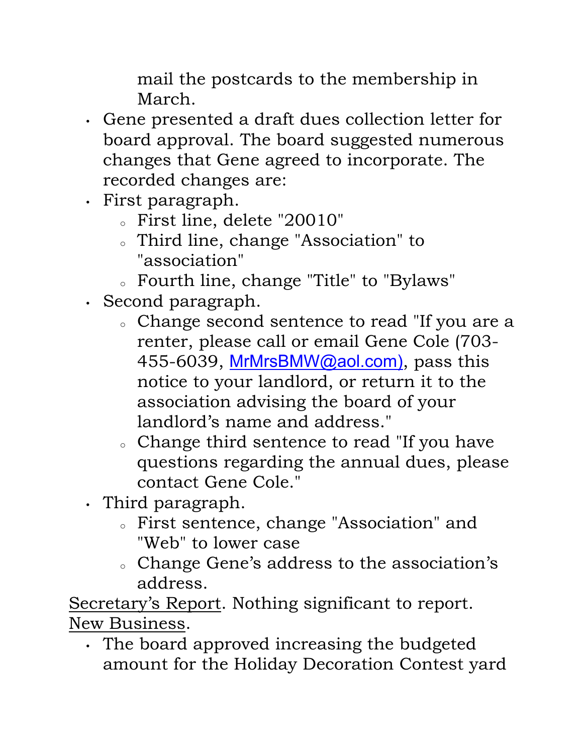mail the postcards to the membership in March.

- Gene presented a draft dues collection letter for board approval. The board suggested numerous changes that Gene agreed to incorporate. The recorded changes are:
- First paragraph.
  - First line, delete "20010"
  - Third line, change "Association" to "association"
  - Fourth line, change "Title" to "Bylaws"
- Second paragraph.
  - Change second sentence to read "If you are a renter, please call or email Gene Cole (703-455-6039, MrMrsBMW@aol.com), pass this notice to your landlord, or return it to the association advising the board of your landlord's name and address."
  - Change third sentence to read "If you have questions regarding the annual dues, please contact Gene Cole."
- Third paragraph.
  - First sentence, change "Association" and "Web" to lower case
  - Change Gene's address to the association's address.

Secretary's Report. Nothing significant to report.

New Business.

- The board approved increasing the budgeted amount for the Holiday Decoration Contest yard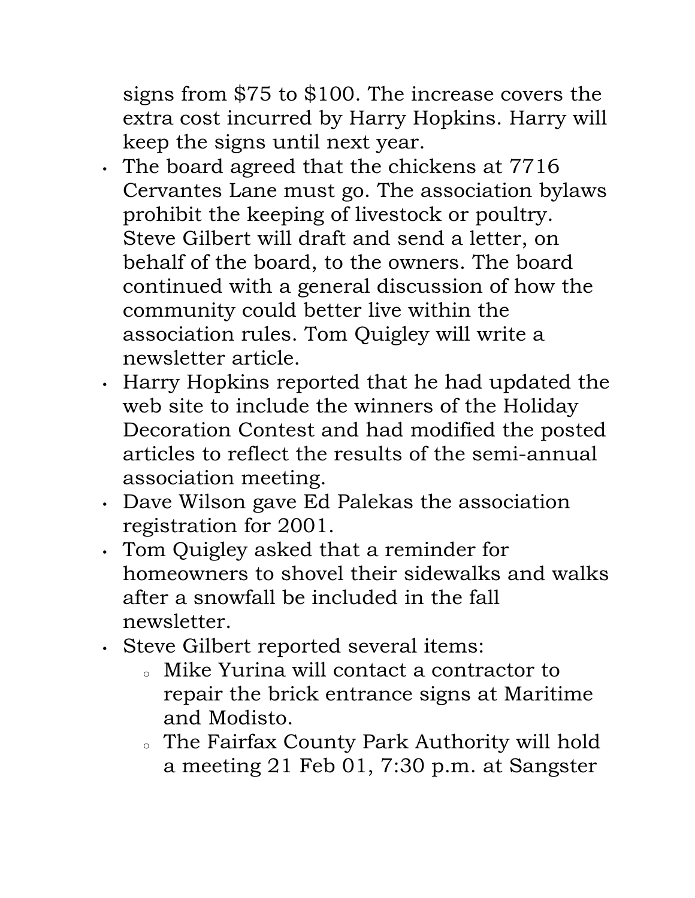signs from $75 to $100. The increase covers the extra cost incurred by Harry Hopkins. Harry will keep the signs until next year.

- The board agreed that the chickens at 7716 Cervantes Lane must go. The association bylaws prohibit the keeping of livestock or poultry. Steve Gilbert will draft and send a letter, on behalf of the board, to the owners. The board continued with a general discussion of how the community could better live within the association rules. Tom Quigley will write a newsletter article.
- Harry Hopkins reported that he had updated the web site to include the winners of the Holiday Decoration Contest and had modified the posted articles to reflect the results of the semi-annual association meeting.
- Dave Wilson gave Ed Palekas the association registration for 2001.
- Tom Quigley asked that a reminder for homeowners to shovel their sidewalks and walks after a snowfall be included in the fall newsletter.
- Steve Gilbert reported several items:
  - Mike Yurina will contact a contractor to repair the brick entrance signs at Maritime and Modisto.
  - The Fairfax County Park Authority will hold a meeting 21 Feb 01, 7:30 p.m. at Sangster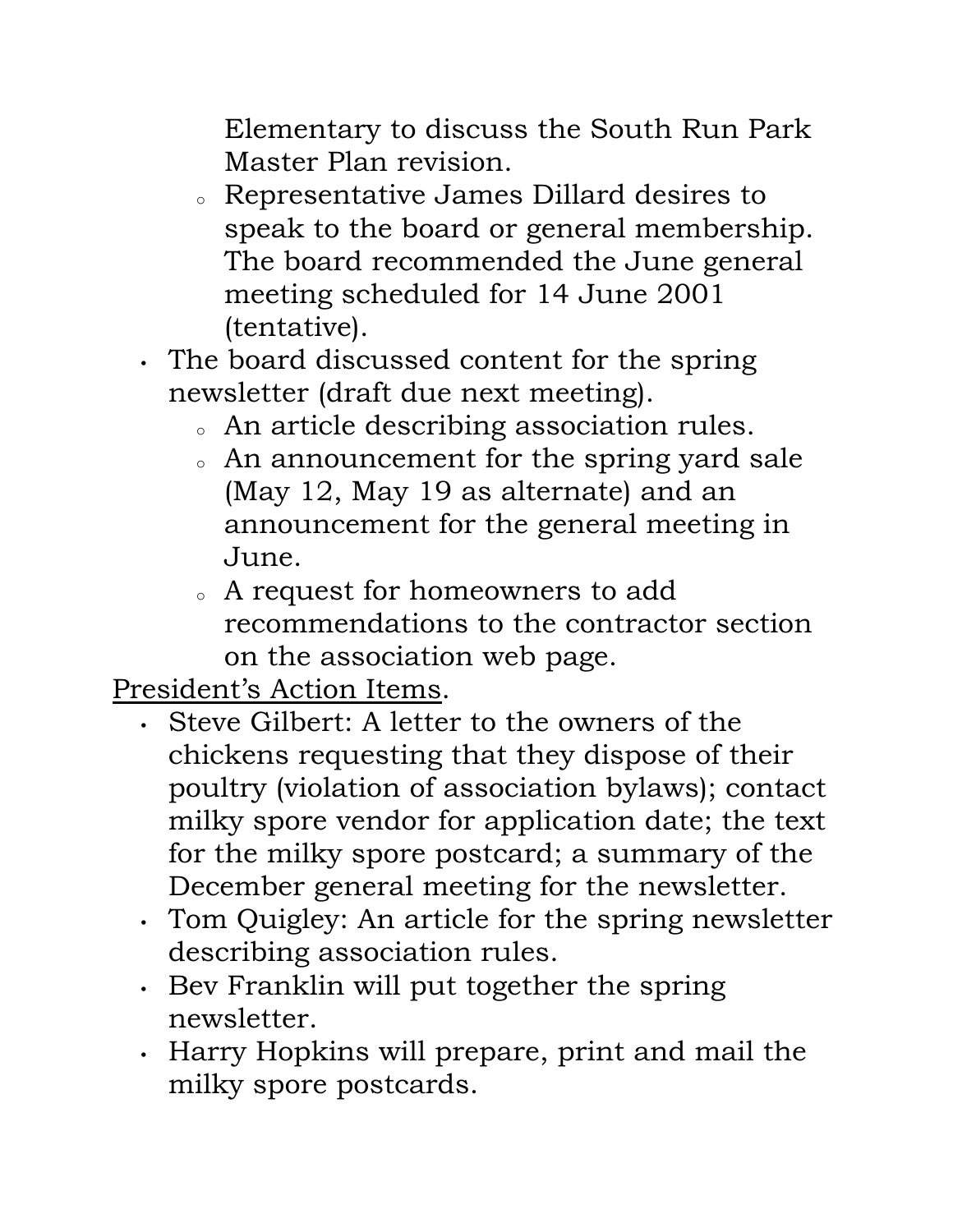Elementary to discuss the South Run Park Master Plan revision.
    - Representative James Dillard desires to speak to the board or general membership. The board recommended the June general meeting scheduled for 14 June 2001 (tentative).
- The board discussed content for the spring newsletter (draft due next meeting).
    - An article describing association rules.
    - An announcement for the spring yard sale (May 12, May 19 as alternate) and an announcement for the general meeting in June.
    - A request for homeowners to add recommendations to the contractor section on the association web page.

<u>President's Action Items</u>.

- Steve Gilbert: A letter to the owners of the chickens requesting that they dispose of their poultry (violation of association bylaws); contact milky spore vendor for application date; the text for the milky spore postcard; a summary of the December general meeting for the newsletter.
- Tom Quigley: An article for the spring newsletter describing association rules.
- Bev Franklin will put together the spring newsletter.
- Harry Hopkins will prepare, print and mail the milky spore postcards.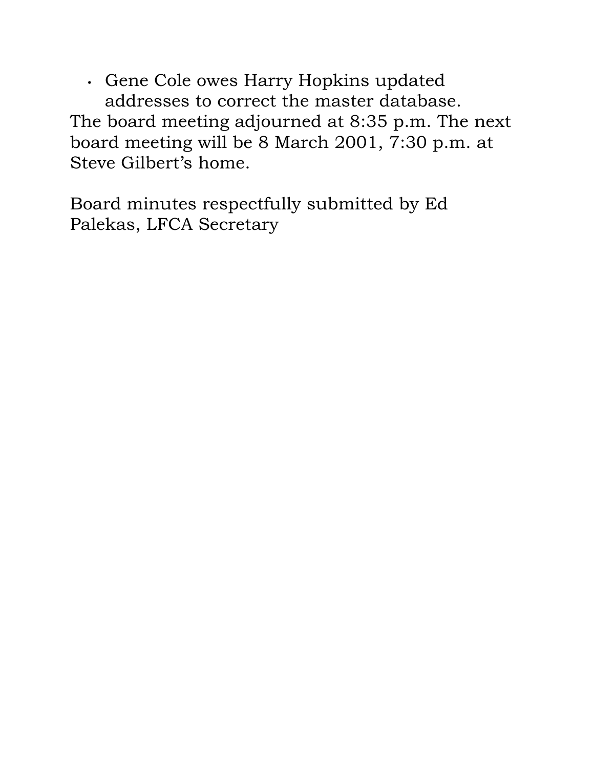- Gene Cole owes Harry Hopkins updated addresses to correct the master database.

The board meeting adjourned at 8:35 p.m. The next board meeting will be 8 March 2001, 7:30 p.m. at Steve Gilbert's home.

Board minutes respectfully submitted by Ed Palekas, LFCA Secretary